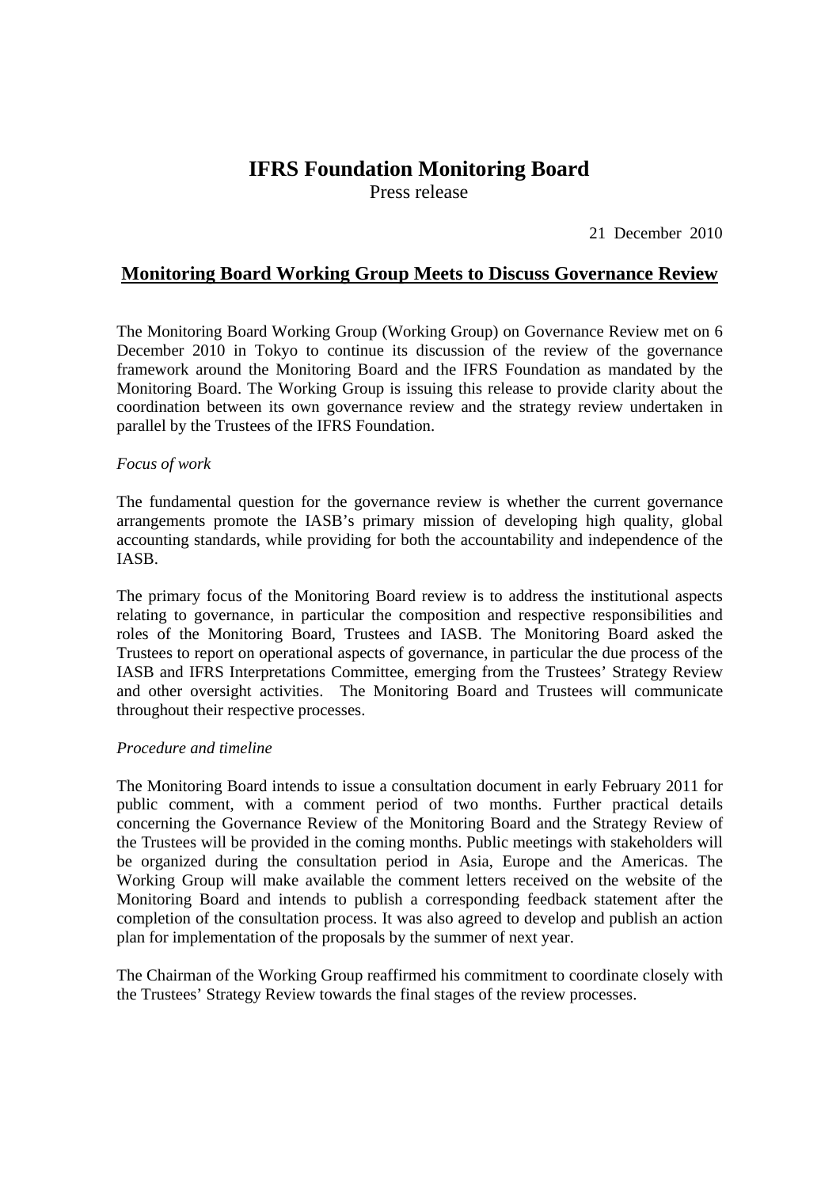# IFRS Foundation Monitoring Board

Press release

21 December 2010

## Monitoring Board Working Group Meets to Discuss Governance Review

The Monitoring Board Working Group (Working Group) on Governance Review met on 6 December 2010 in Tokyo to continue its discussion of the review of the governance framework around the Monitoring Board and the IFRS Foundation as mandated by the Monitoring Board. The Working Group is issuing this release to provide clarity about the coordination between its own governance review and the strategy review undertaken in parallel by the Trustees of the IFRS Foundation.

*Focus of work*

The fundamental question for the governance review is whether the current governance arrangements promote the IASB's primary mission of developing high quality, global accounting standards, while providing for both the accountability and independence of the IASB.

The primary focus of the Monitoring Board review is to address the institutional aspects relating to governance, in particular the composition and respective responsibilities and roles of the Monitoring Board, Trustees and IASB. The Monitoring Board asked the Trustees to report on operational aspects of governance, in particular the due process of the IASB and IFRS Interpretations Committee, emerging from the Trustees' Strategy Review and other oversight activities. The Monitoring Board and Trustees will communicate throughout their respective processes.

*Procedure and timeline*

The Monitoring Board intends to issue a consultation document in early February 2011 for public comment, with a comment period of two months. Further practical details concerning the Governance Review of the Monitoring Board and the Strategy Review of the Trustees will be provided in the coming months. Public meetings with stakeholders will be organized during the consultation period in Asia, Europe and the Americas. The Working Group will make available the comment letters received on the website of the Monitoring Board and intends to publish a corresponding feedback statement after the completion of the consultation process. It was also agreed to develop and publish an action plan for implementation of the proposals by the summer of next year.

The Chairman of the Working Group reaffirmed his commitment to coordinate closely with the Trustees' Strategy Review towards the final stages of the review processes.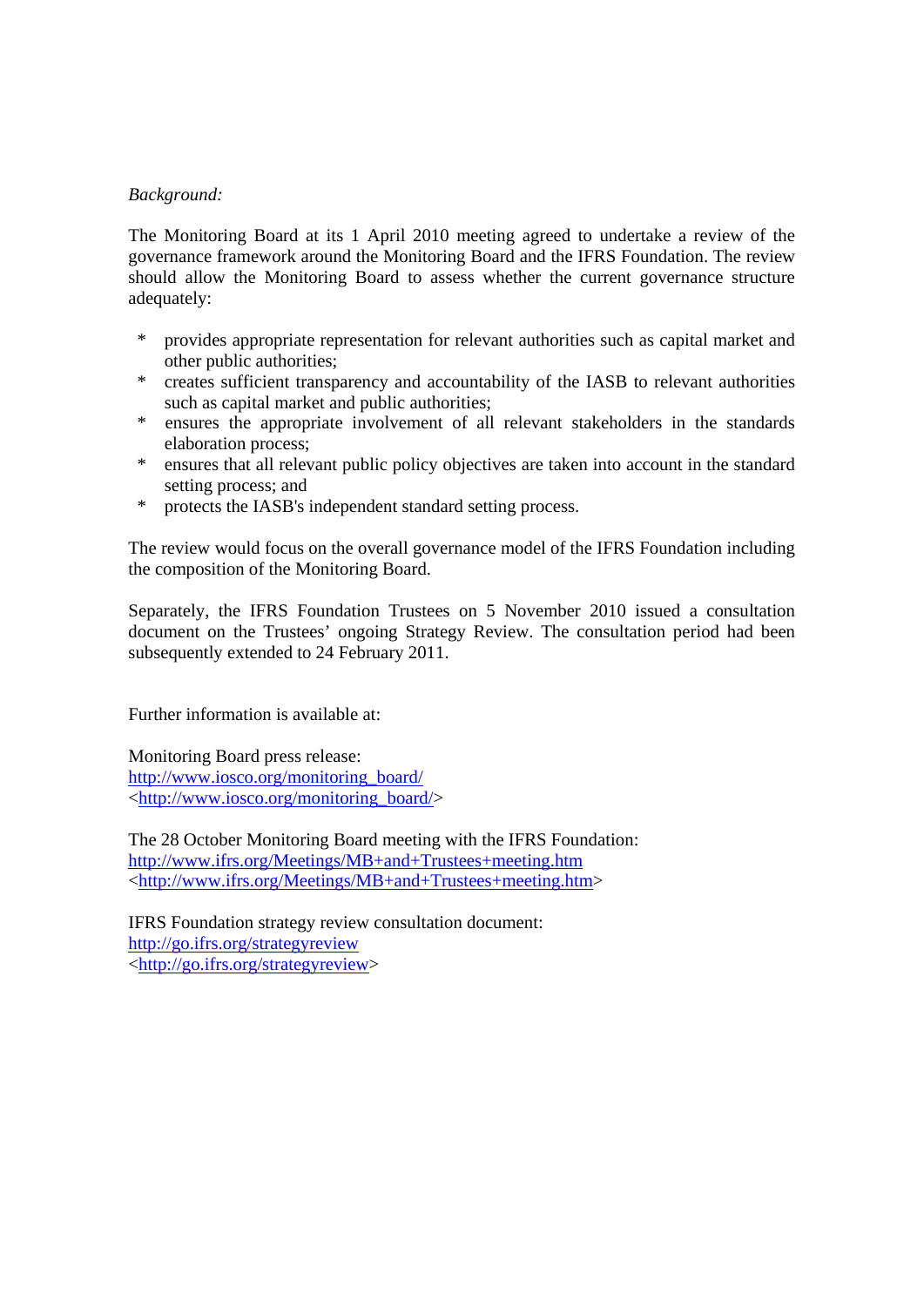*Background:*

The Monitoring Board at its 1 April 2010 meeting agreed to undertake a review of the governance framework around the Monitoring Board and the IFRS Foundation. The review should allow the Monitoring Board to assess whether the current governance structure adequately:

- provides appropriate representation for relevant authorities such as capital market and other public authorities;
- creates sufficient transparency and accountability of the IASB to relevant authorities such as capital market and public authorities;
- ensures the appropriate involvement of all relevant stakeholders in the standards elaboration process;
- ensures that all relevant public policy objectives are taken into account in the standard setting process; and
- protects the IASB's independent standard setting process.

The review would focus on the overall governance model of the IFRS Foundation including the composition of the Monitoring Board.

Separately, the IFRS Foundation Trustees on 5 November 2010 issued a consultation document on the Trustees' ongoing Strategy Review. The consultation period had been subsequently extended to 24 February 2011.

Further information is available at:

Monitoring Board press release:
http://www.iosco.org/monitoring_board/
<http://www.iosco.org/monitoring_board/>

The 28 October Monitoring Board meeting with the IFRS Foundation:
http://www.ifrs.org/Meetings/MB+and+Trustees+meeting.htm
<http://www.ifrs.org/Meetings/MB+and+Trustees+meeting.htm>

IFRS Foundation strategy review consultation document:
http://go.ifrs.org/strategyreview
<http://go.ifrs.org/strategyreview>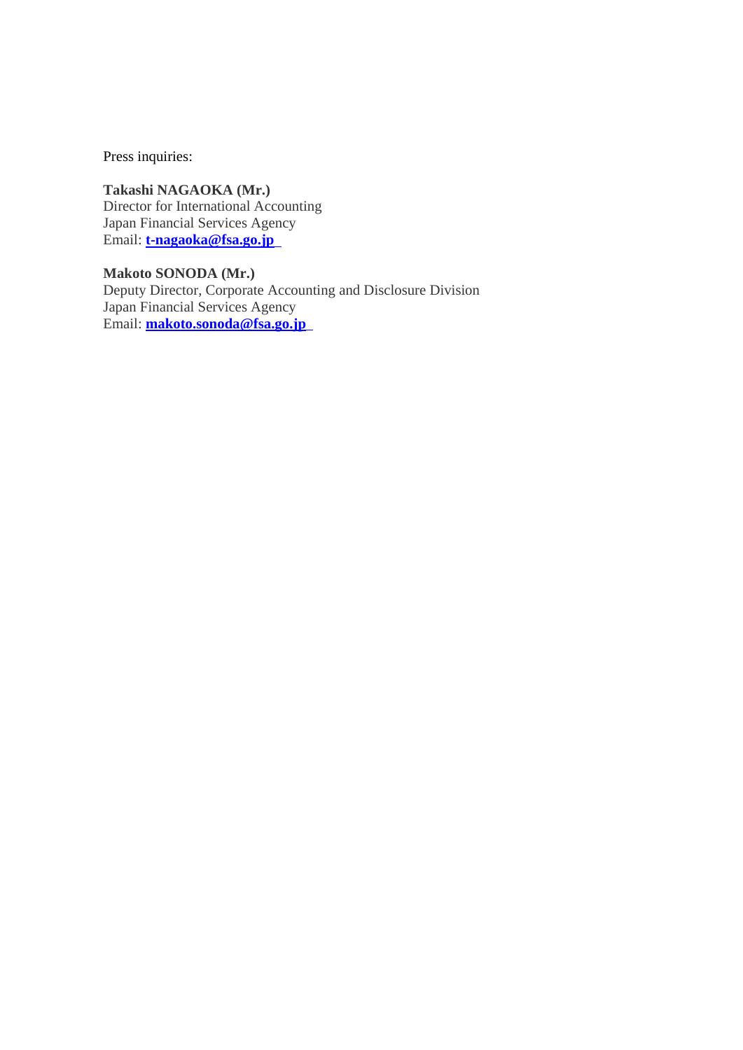Press inquiries:

**Takashi NAGAOKA (Mr.)**
Director for International Accounting
Japan Financial Services Agency
Email: **t-nagaoka@fsa.go.jp**

**Makoto SONODA (Mr.)**
Deputy Director, Corporate Accounting and Disclosure Division
Japan Financial Services Agency
Email: **makoto.sonoda@fsa.go.jp**